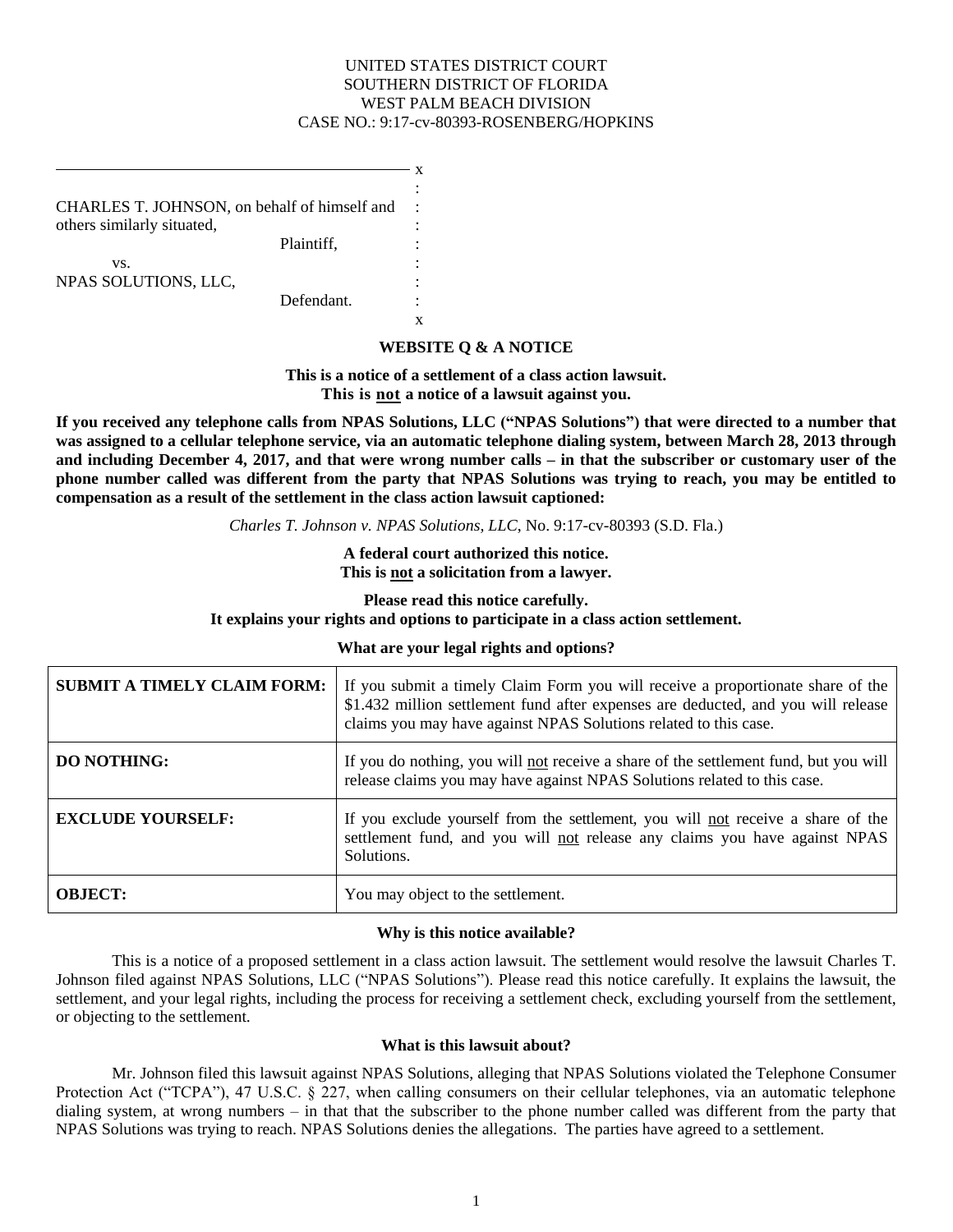UNITED STATES DISTRICT COURT
SOUTHERN DISTRICT OF FLORIDA
WEST PALM BEACH DIVISION
CASE NO.: 9:17-cv-80393-ROSENBERG/HOPKINS

CHARLES T. JOHNSON, on behalf of himself and others similarly situated,

Plaintiff,

vs.

NPAS SOLUTIONS, LLC,

Defendant.

## WEBSITE Q & A NOTICE

**This is a notice of a settlement of a class action lawsuit.**
**This is not a notice of a lawsuit against you.**

**If you received any telephone calls from NPAS Solutions, LLC ("NPAS Solutions") that were directed to a number that was assigned to a cellular telephone service, via an automatic telephone dialing system, between March 28, 2013 through and including December 4, 2017, and that were wrong number calls – in that the subscriber or customary user of the phone number called was different from the party that NPAS Solutions was trying to reach, you may be entitled to compensation as a result of the settlement in the class action lawsuit captioned:**

*Charles T. Johnson v. NPAS Solutions, LLC*, No. 9:17-cv-80393 (S.D. Fla.)

**A federal court authorized this notice.**
**This is not a solicitation from a lawyer.**

**Please read this notice carefully.**
**It explains your rights and options to participate in a class action settlement.**

### What are your legal rights and options?

| | |
|---|---|
| **SUBMIT A TIMELY CLAIM FORM:** | If you submit a timely Claim Form you will receive a proportionate share of the \$1.432 million settlement fund after expenses are deducted, and you will release claims you may have against NPAS Solutions related to this case. |
| **DO NOTHING:** | If you do nothing, you will not receive a share of the settlement fund, but you will release claims you may have against NPAS Solutions related to this case. |
| **EXCLUDE YOURSELF:** | If you exclude yourself from the settlement, you will not receive a share of the settlement fund, and you will not release any claims you have against NPAS Solutions. |
| **OBJECT:** | You may object to the settlement. |

### Why is this notice available?

This is a notice of a proposed settlement in a class action lawsuit. The settlement would resolve the lawsuit Charles T. Johnson filed against NPAS Solutions, LLC ("NPAS Solutions"). Please read this notice carefully. It explains the lawsuit, the settlement, and your legal rights, including the process for receiving a settlement check, excluding yourself from the settlement, or objecting to the settlement.

### What is this lawsuit about?

Mr. Johnson filed this lawsuit against NPAS Solutions, alleging that NPAS Solutions violated the Telephone Consumer Protection Act ("TCPA"), 47 U.S.C. § 227, when calling consumers on their cellular telephones, via an automatic telephone dialing system, at wrong numbers – in that that the subscriber to the phone number called was different from the party that NPAS Solutions was trying to reach. NPAS Solutions denies the allegations. The parties have agreed to a settlement.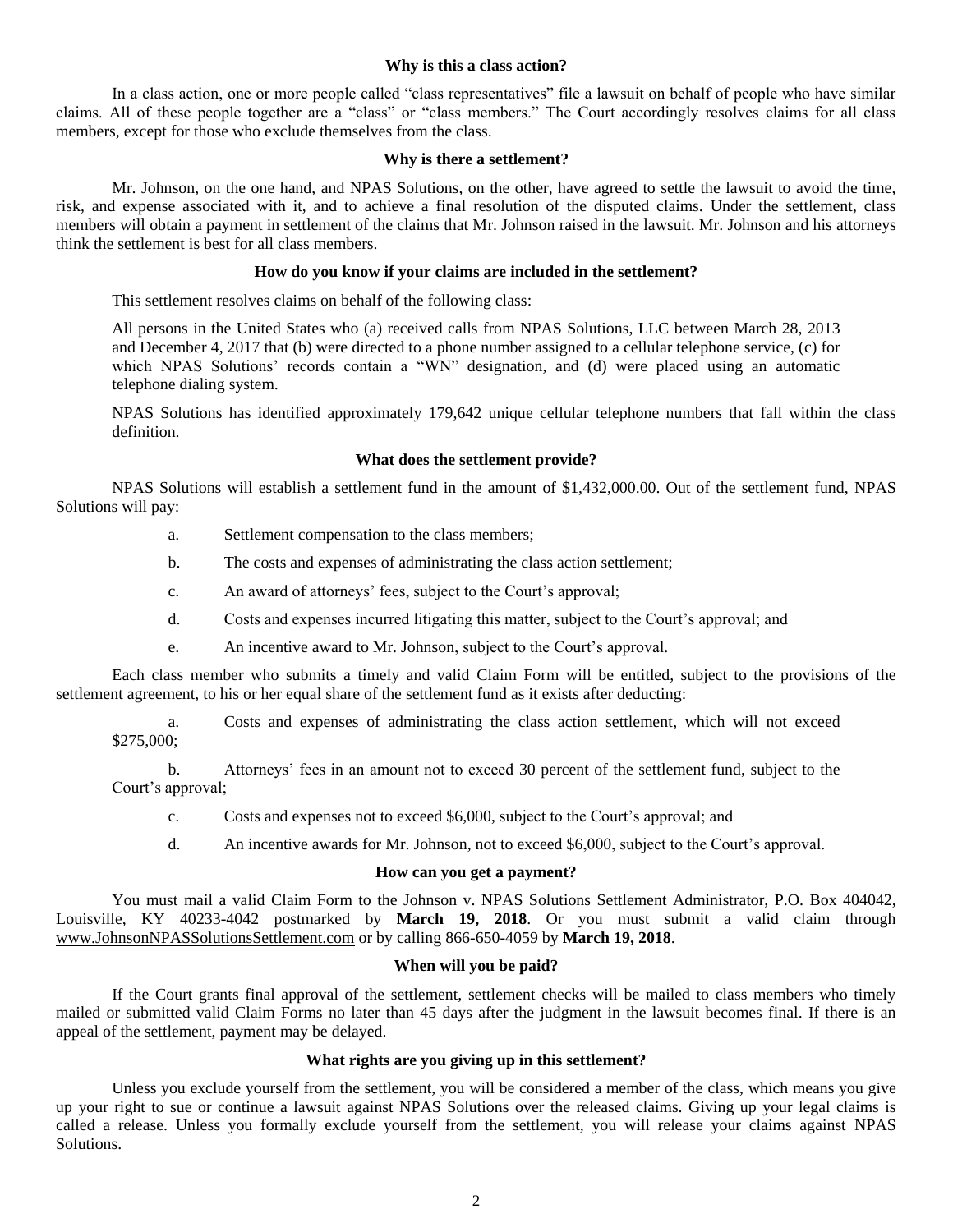### Why is this a class action?

In a class action, one or more people called "class representatives" file a lawsuit on behalf of people who have similar claims. All of these people together are a "class" or "class members." The Court accordingly resolves claims for all class members, except for those who exclude themselves from the class.

### Why is there a settlement?

Mr. Johnson, on the one hand, and NPAS Solutions, on the other, have agreed to settle the lawsuit to avoid the time, risk, and expense associated with it, and to achieve a final resolution of the disputed claims. Under the settlement, class members will obtain a payment in settlement of the claims that Mr. Johnson raised in the lawsuit. Mr. Johnson and his attorneys think the settlement is best for all class members.

### How do you know if your claims are included in the settlement?

This settlement resolves claims on behalf of the following class:

> All persons in the United States who (a) received calls from NPAS Solutions, LLC between March 28, 2013 and December 4, 2017 that (b) were directed to a phone number assigned to a cellular telephone service, (c) for which NPAS Solutions' records contain a "WN" designation, and (d) were placed using an automatic telephone dialing system.

NPAS Solutions has identified approximately 179,642 unique cellular telephone numbers that fall within the class definition.

### What does the settlement provide?

NPAS Solutions will establish a settlement fund in the amount of $1,432,000.00. Out of the settlement fund, NPAS Solutions will pay:

a. Settlement compensation to the class members;

b. The costs and expenses of administrating the class action settlement;

c. An award of attorneys' fees, subject to the Court's approval;

d. Costs and expenses incurred litigating this matter, subject to the Court's approval; and

e. An incentive award to Mr. Johnson, subject to the Court's approval.

Each class member who submits a timely and valid Claim Form will be entitled, subject to the provisions of the settlement agreement, to his or her equal share of the settlement fund as it exists after deducting:

a. Costs and expenses of administrating the class action settlement, which will not exceed $275,000;

b. Attorneys' fees in an amount not to exceed 30 percent of the settlement fund, subject to the Court's approval;

c. Costs and expenses not to exceed $6,000, subject to the Court's approval; and

d. An incentive awards for Mr. Johnson, not to exceed $6,000, subject to the Court's approval.

### How can you get a payment?

You must mail a valid Claim Form to the Johnson v. NPAS Solutions Settlement Administrator, P.O. Box 404042, Louisville, KY 40233-4042 postmarked by **March 19, 2018**. Or you must submit a valid claim through www.JohnsonNPASSolutionsSettlement.com or by calling 866-650-4059 by **March 19, 2018**.

### When will you be paid?

If the Court grants final approval of the settlement, settlement checks will be mailed to class members who timely mailed or submitted valid Claim Forms no later than 45 days after the judgment in the lawsuit becomes final. If there is an appeal of the settlement, payment may be delayed.

### What rights are you giving up in this settlement?

Unless you exclude yourself from the settlement, you will be considered a member of the class, which means you give up your right to sue or continue a lawsuit against NPAS Solutions over the released claims. Giving up your legal claims is called a release. Unless you formally exclude yourself from the settlement, you will release your claims against NPAS Solutions.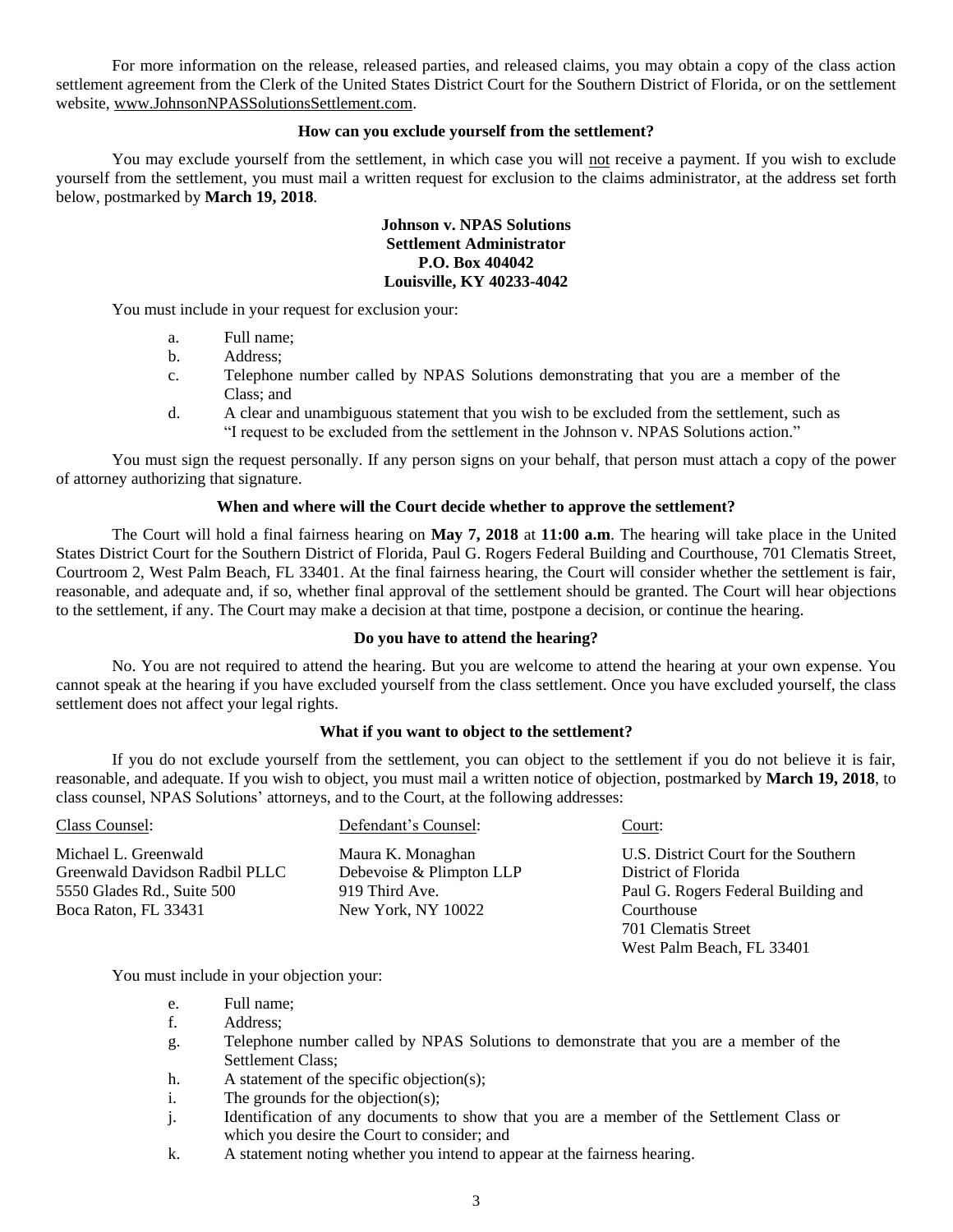For more information on the release, released parties, and released claims, you may obtain a copy of the class action settlement agreement from the Clerk of the United States District Court for the Southern District of Florida, or on the settlement website, www.JohnsonNPASSolutionsSettlement.com.

**How can you exclude yourself from the settlement?**

You may exclude yourself from the settlement, in which case you will not receive a payment. If you wish to exclude yourself from the settlement, you must mail a written request for exclusion to the claims administrator, at the address set forth below, postmarked by **March 19, 2018**.

**Johnson v. NPAS Solutions**
**Settlement Administrator**
**P.O. Box 404042**
**Louisville, KY 40233-4042**

You must include in your request for exclusion your:

a. Full name;
b. Address;
c. Telephone number called by NPAS Solutions demonstrating that you are a member of the Class; and
d. A clear and unambiguous statement that you wish to be excluded from the settlement, such as "I request to be excluded from the settlement in the Johnson v. NPAS Solutions action."

You must sign the request personally. If any person signs on your behalf, that person must attach a copy of the power of attorney authorizing that signature.

**When and where will the Court decide whether to approve the settlement?**

The Court will hold a final fairness hearing on **May 7, 2018** at **11:00 a.m**. The hearing will take place in the United States District Court for the Southern District of Florida, Paul G. Rogers Federal Building and Courthouse, 701 Clematis Street, Courtroom 2, West Palm Beach, FL 33401. At the final fairness hearing, the Court will consider whether the settlement is fair, reasonable, and adequate and, if so, whether final approval of the settlement should be granted. The Court will hear objections to the settlement, if any. The Court may make a decision at that time, postpone a decision, or continue the hearing.

**Do you have to attend the hearing?**

No. You are not required to attend the hearing. But you are welcome to attend the hearing at your own expense. You cannot speak at the hearing if you have excluded yourself from the class settlement. Once you have excluded yourself, the class settlement does not affect your legal rights.

**What if you want to object to the settlement?**

If you do not exclude yourself from the settlement, you can object to the settlement if you do not believe it is fair, reasonable, and adequate. If you wish to object, you must mail a written notice of objection, postmarked by **March 19, 2018**, to class counsel, NPAS Solutions' attorneys, and to the Court, at the following addresses:

Class Counsel:

Michael L. Greenwald
Greenwald Davidson Radbil PLLC
5550 Glades Rd., Suite 500
Boca Raton, FL 33431

Defendant's Counsel:

Maura K. Monaghan
Debevoise & Plimpton LLP
919 Third Ave.
New York, NY 10022

Court:

U.S. District Court for the Southern District of Florida
Paul G. Rogers Federal Building and Courthouse
701 Clematis Street
West Palm Beach, FL 33401

You must include in your objection your:

e. Full name;
f. Address;
g. Telephone number called by NPAS Solutions to demonstrate that you are a member of the Settlement Class;
h. A statement of the specific objection(s);
i. The grounds for the objection(s);
j. Identification of any documents to show that you are a member of the Settlement Class or which you desire the Court to consider; and
k. A statement noting whether you intend to appear at the fairness hearing.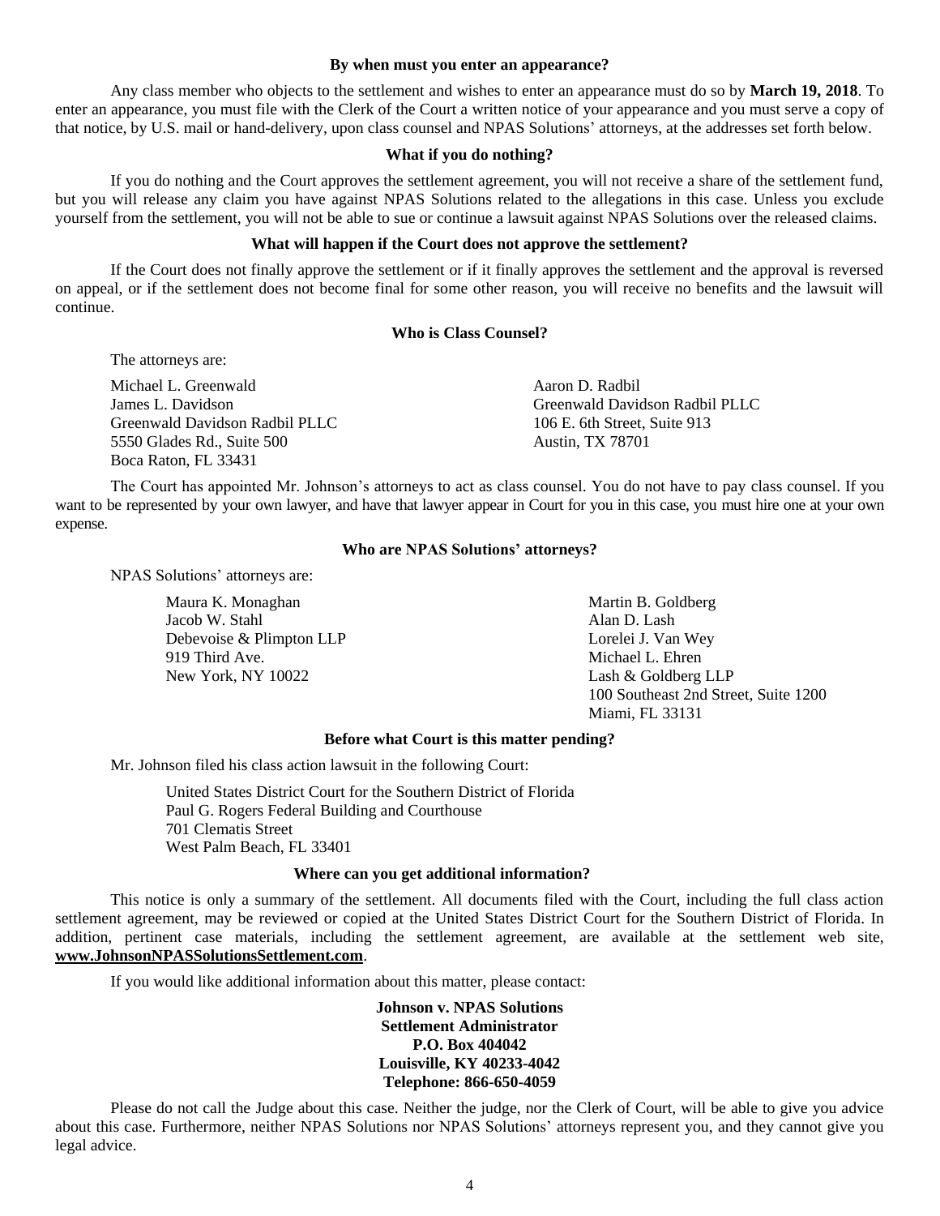### By when must you enter an appearance?

Any class member who objects to the settlement and wishes to enter an appearance must do so by **March 19, 2018**. To enter an appearance, you must file with the Clerk of the Court a written notice of your appearance and you must serve a copy of that notice, by U.S. mail or hand-delivery, upon class counsel and NPAS Solutions' attorneys, at the addresses set forth below.

### What if you do nothing?

If you do nothing and the Court approves the settlement agreement, you will not receive a share of the settlement fund, but you will release any claim you have against NPAS Solutions related to the allegations in this case. Unless you exclude yourself from the settlement, you will not be able to sue or continue a lawsuit against NPAS Solutions over the released claims.

### What will happen if the Court does not approve the settlement?

If the Court does not finally approve the settlement or if it finally approves the settlement and the approval is reversed on appeal, or if the settlement does not become final for some other reason, you will receive no benefits and the lawsuit will continue.

### Who is Class Counsel?

The attorneys are:

Michael L. Greenwald
James L. Davidson
Greenwald Davidson Radbil PLLC
5550 Glades Rd., Suite 500
Boca Raton, FL 33431

Aaron D. Radbil
Greenwald Davidson Radbil PLLC
106 E. 6th Street, Suite 913
Austin, TX 78701

The Court has appointed Mr. Johnson's attorneys to act as class counsel. You do not have to pay class counsel. If you want to be represented by your own lawyer, and have that lawyer appear in Court for you in this case, you must hire one at your own expense.

### Who are NPAS Solutions' attorneys?

NPAS Solutions' attorneys are:

Maura K. Monaghan
Jacob W. Stahl
Debevoise & Plimpton LLP
919 Third Ave.
New York, NY 10022

Martin B. Goldberg
Alan D. Lash
Lorelei J. Van Wey
Michael L. Ehren
Lash & Goldberg LLP
100 Southeast 2nd Street, Suite 1200
Miami, FL 33131

### Before what Court is this matter pending?

Mr. Johnson filed his class action lawsuit in the following Court:

United States District Court for the Southern District of Florida
Paul G. Rogers Federal Building and Courthouse
701 Clematis Street
West Palm Beach, FL 33401

### Where can you get additional information?

This notice is only a summary of the settlement. All documents filed with the Court, including the full class action settlement agreement, may be reviewed or copied at the United States District Court for the Southern District of Florida. In addition, pertinent case materials, including the settlement agreement, are available at the settlement web site, **www.JohnsonNPASSolutionsSettlement.com**.

If you would like additional information about this matter, please contact:

**Johnson v. NPAS Solutions**
**Settlement Administrator**
**P.O. Box 404042**
**Louisville, KY 40233-4042**
**Telephone: 866-650-4059**

Please do not call the Judge about this case. Neither the judge, nor the Clerk of Court, will be able to give you advice about this case. Furthermore, neither NPAS Solutions nor NPAS Solutions' attorneys represent you, and they cannot give you legal advice.